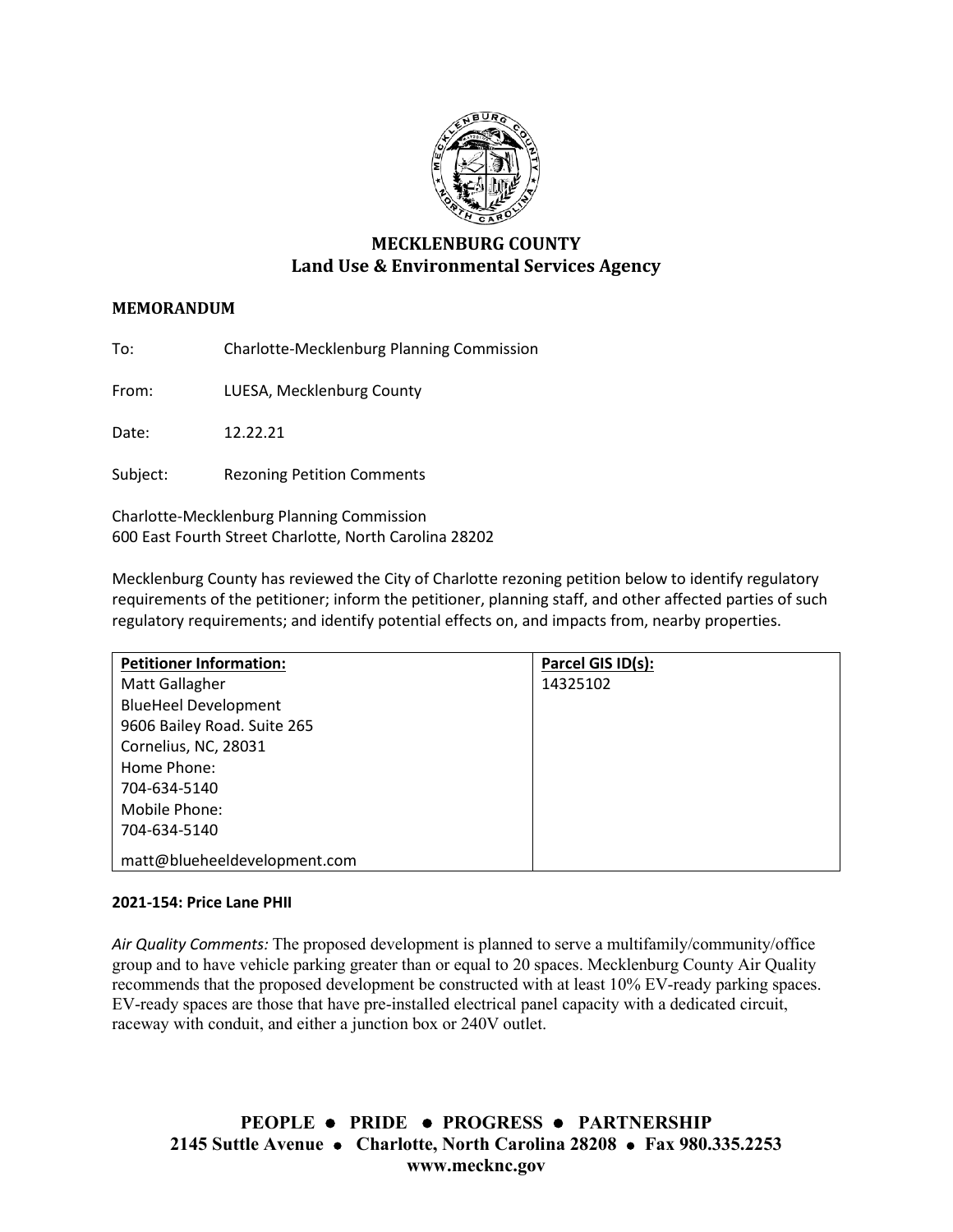# MECKLENBURG COUNTY
## Land Use & Environmental Services Agency

**MEMORANDUM**

To: Charlotte-Mecklenburg Planning Commission

From: LUESA, Mecklenburg County

Date: 12.22.21

Subject: Rezoning Petition Comments

Charlotte-Mecklenburg Planning Commission
600 East Fourth Street Charlotte, North Carolina 28202

Mecklenburg County has reviewed the City of Charlotte rezoning petition below to identify regulatory requirements of the petitioner; inform the petitioner, planning staff, and other affected parties of such regulatory requirements; and identify potential effects on, and impacts from, nearby properties.

| **Petitioner Information:** | **Parcel GIS ID(s):** |
|---|---|
| Matt Gallagher<br>BlueHeel Development<br>9606 Bailey Road. Suite 265<br>Cornelius, NC, 28031<br>Home Phone:<br>704-634-5140<br>Mobile Phone:<br>704-634-5140<br>matt@blueheeldevelopment.com | 14325102 |

**2021-154: Price Lane PHII**

*Air Quality Comments:* The proposed development is planned to serve a multifamily/community/office group and to have vehicle parking greater than or equal to 20 spaces. Mecklenburg County Air Quality recommends that the proposed development be constructed with at least 10% EV-ready parking spaces. EV-ready spaces are those that have pre-installed electrical panel capacity with a dedicated circuit, raceway with conduit, and either a junction box or 240V outlet.

**PEOPLE • PRIDE • PROGRESS • PARTNERSHIP**
**2145 Suttle Avenue • Charlotte, North Carolina 28208 • Fax 980.335.2253**
**www.mecknc.gov**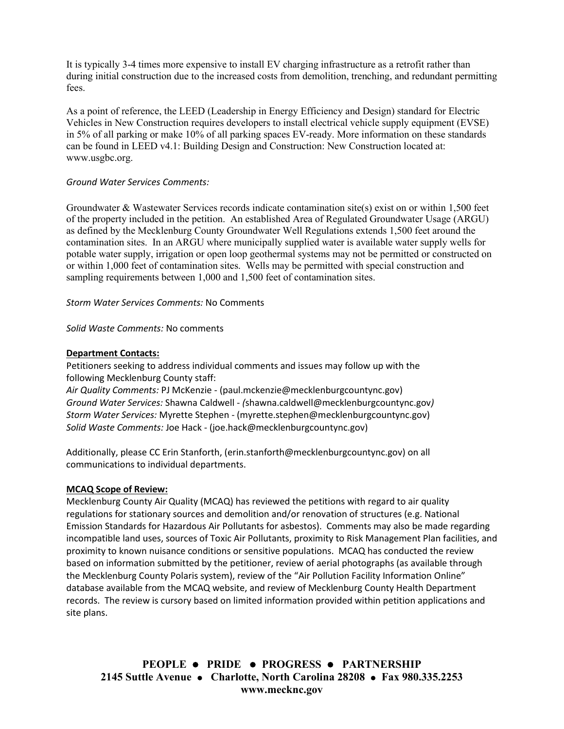It is typically 3-4 times more expensive to install EV charging infrastructure as a retrofit rather than during initial construction due to the increased costs from demolition, trenching, and redundant permitting fees.

As a point of reference, the LEED (Leadership in Energy Efficiency and Design) standard for Electric Vehicles in New Construction requires developers to install electrical vehicle supply equipment (EVSE) in 5% of all parking or make 10% of all parking spaces EV-ready. More information on these standards can be found in LEED v4.1: Building Design and Construction: New Construction located at: www.usgbc.org.

*Ground Water Services Comments:*

Groundwater & Wastewater Services records indicate contamination site(s) exist on or within 1,500 feet of the property included in the petition. An established Area of Regulated Groundwater Usage (ARGU) as defined by the Mecklenburg County Groundwater Well Regulations extends 1,500 feet around the contamination sites. In an ARGU where municipally supplied water is available water supply wells for potable water supply, irrigation or open loop geothermal systems may not be permitted or constructed on or within 1,000 feet of contamination sites. Wells may be permitted with special construction and sampling requirements between 1,000 and 1,500 feet of contamination sites.

*Storm Water Services Comments:* No Comments

*Solid Waste Comments:* No comments

**Department Contacts:**

Petitioners seeking to address individual comments and issues may follow up with the following Mecklenburg County staff:
*Air Quality Comments:* PJ McKenzie - (paul.mckenzie@mecklenburgcountync.gov)
*Ground Water Services:* Shawna Caldwell - *(*shawna.caldwell@mecklenburgcountync.gov*)*
*Storm Water Services:* Myrette Stephen - (myrette.stephen@mecklenburgcountync.gov)
*Solid Waste Comments:* Joe Hack - (joe.hack@mecklenburgcountync.gov)

Additionally, please CC Erin Stanforth, (erin.stanforth@mecklenburgcountync.gov) on all communications to individual departments.

**MCAQ Scope of Review:**

Mecklenburg County Air Quality (MCAQ) has reviewed the petitions with regard to air quality regulations for stationary sources and demolition and/or renovation of structures (e.g. National Emission Standards for Hazardous Air Pollutants for asbestos). Comments may also be made regarding incompatible land uses, sources of Toxic Air Pollutants, proximity to Risk Management Plan facilities, and proximity to known nuisance conditions or sensitive populations. MCAQ has conducted the review based on information submitted by the petitioner, review of aerial photographs (as available through the Mecklenburg County Polaris system), review of the "Air Pollution Facility Information Online" database available from the MCAQ website, and review of Mecklenburg County Health Department records. The review is cursory based on limited information provided within petition applications and site plans.